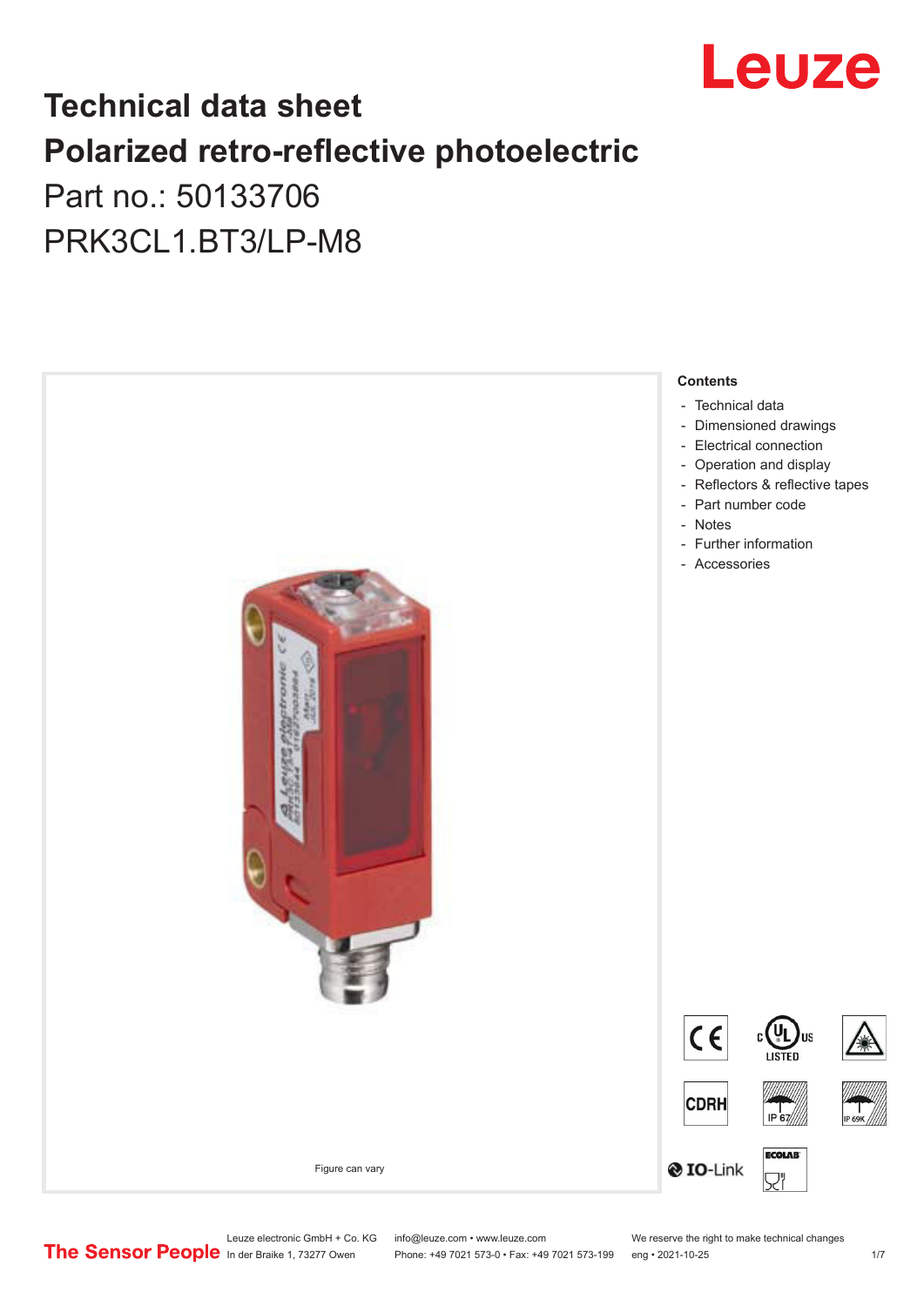# Technical data sheet
# Polarized retro-reflective photoelectric

Part no.: 50133706

PRK3CL1.BT3/LP-M8

Figure can vary

**Contents**

- Technical data
- Dimensioned drawings
- Electrical connection
- Operation and display
- Reflectors & reflective tapes
- Part number code
- Notes
- Further information
- Accessories

Leuze electronic GmbH + Co. KG
In der Braike 1, 73277 Owen

info@leuze.com • www.leuze.com
Phone: +49 7021 573-0 • Fax: +49 7021 573-199

We reserve the right to make technical changes
eng • 2021-10-25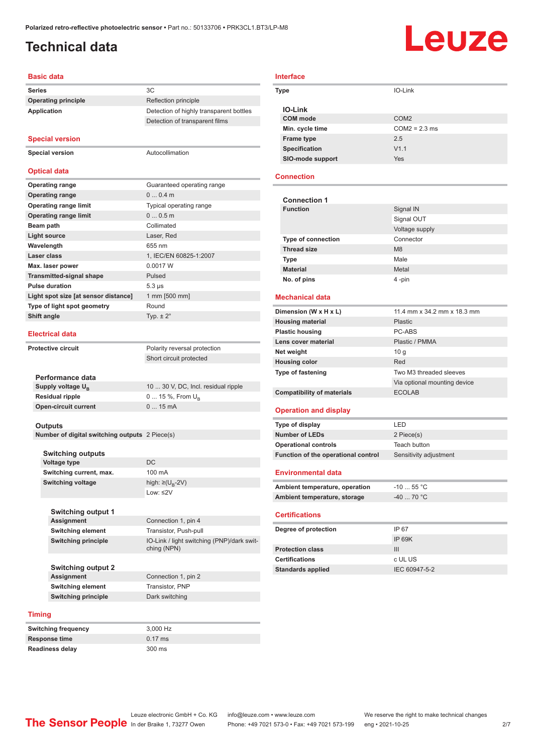# Technical data

## Basic data

| | |
|---|---|
| **Series** | 3C |
| **Operating principle** | Reflection principle |
| **Application** | Detection of highly transparent bottles |
| | Detection of transparent films |

## Special version

| | |
|---|---|
| **Special version** | Autocollimation |

## Optical data

| | |
|---|---|
| **Operating range** | Guaranteed operating range |
| **Operating range** | 0 ... 0.4 m |
| **Operating range limit** | Typical operating range |
| **Operating range limit** | 0 ... 0.5 m |
| **Beam path** | Collimated |
| **Light source** | Laser, Red |
| **Wavelength** | 655 nm |
| **Laser class** | 1, IEC/EN 60825-1:2007 |
| **Max. laser power** | 0.0017 W |
| **Transmitted-signal shape** | Pulsed |
| **Pulse duration** | 5.3 µs |
| **Light spot size [at sensor distance]** | 1 mm [500 mm] |
| **Type of light spot geometry** | Round |
| **Shift angle** | Typ. ± 2° |

## Electrical data

| | |
|---|---|
| **Protective circuit** | Polarity reversal protection |
| | Short circuit protected |

### Performance data

| | |
|---|---|
| **Supply voltage $U_B$** | 10 ... 30 V, DC, Incl. residual ripple |
| **Residual ripple** | 0 ... 15 %, From $U_B$ |
| **Open-circuit current** | 0 ... 15 mA |

### Outputs

| | |
|---|---|
| **Number of digital switching outputs** | 2 Piece(s) |

#### Switching outputs

| | |
|---|---|
| **Voltage type** | DC |
| **Switching current, max.** | 100 mA |
| **Switching voltage** | high: ≥($U_B$-2V) |
| | Low: ≤2V |

##### Switching output 1

| | |
|---|---|
| **Assignment** | Connection 1, pin 4 |
| **Switching element** | Transistor, Push-pull |
| **Switching principle** | IO-Link / light switching (PNP)/dark switching (NPN) |

##### Switching output 2

| | |
|---|---|
| **Assignment** | Connection 1, pin 2 |
| **Switching element** | Transistor, PNP |
| **Switching principle** | Dark switching |

## Timing

| | |
|---|---|
| **Switching frequency** | 3,000 Hz |
| **Response time** | 0.17 ms |
| **Readiness delay** | 300 ms |

## Interface

| | |
|---|---|
| **Type** | IO-Link |

### IO-Link

| | |
|---|---|
| **COM mode** | COM2 |
| **Min. cycle time** | COM2 = 2.3 ms |
| **Frame type** | 2.5 |
| **Specification** | V1.1 |
| **SIO-mode support** | Yes |

## Connection

### Connection 1

| | |
|---|---|
| **Function** | Signal IN |
| | Signal OUT |
| | Voltage supply |
| **Type of connection** | Connector |
| **Thread size** | M8 |
| **Type** | Male |
| **Material** | Metal |
| **No. of pins** | 4 -pin |

## Mechanical data

| | |
|---|---|
| **Dimension (W x H x L)** | 11.4 mm x 34.2 mm x 18.3 mm |
| **Housing material** | Plastic |
| **Plastic housing** | PC-ABS |
| **Lens cover material** | Plastic / PMMA |
| **Net weight** | 10 g |
| **Housing color** | Red |
| **Type of fastening** | Two M3 threaded sleeves |
| | Via optional mounting device |
| **Compatibility of materials** | ECOLAB |

## Operation and display

| | |
|---|---|
| **Type of display** | LED |
| **Number of LEDs** | 2 Piece(s) |
| **Operational controls** | Teach button |
| **Function of the operational control** | Sensitivity adjustment |

## Environmental data

| | |
|---|---|
| **Ambient temperature, operation** | -10 ... 55 °C |
| **Ambient temperature, storage** | -40 ... 70 °C |

## Certifications

| | |
|---|---|
| **Degree of protection** | IP 67 |
| | IP 69K |
| **Protection class** | III |
| **Certifications** | c UL US |
| **Standards applied** | IEC 60947-5-2 |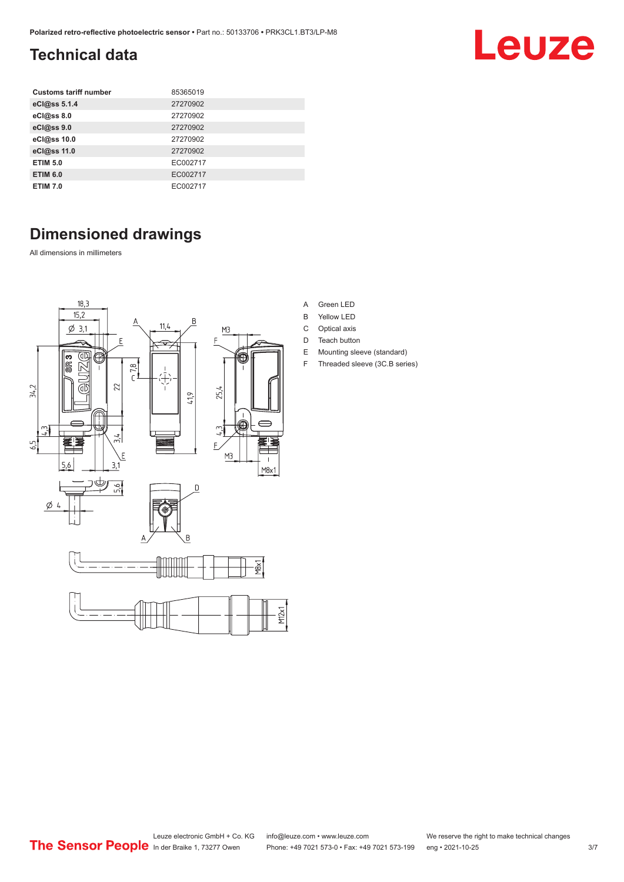## Technical data

| | |
|---|---|
| **Customs tariff number** | 85365019 |
| **eCl@ss 5.1.4** | 27270902 |
| **eCl@ss 8.0** | 27270902 |
| **eCl@ss 9.0** | 27270902 |
| **eCl@ss 10.0** | 27270902 |
| **eCl@ss 11.0** | 27270902 |
| **ETIM 5.0** | EC002717 |
| **ETIM 6.0** | EC002717 |
| **ETIM 7.0** | EC002717 |

## Dimensioned drawings

All dimensions in millimeters

A Green LED
B Yellow LED
C Optical axis
D Teach button
E Mounting sleeve (standard)
F Threaded sleeve (3C.B series)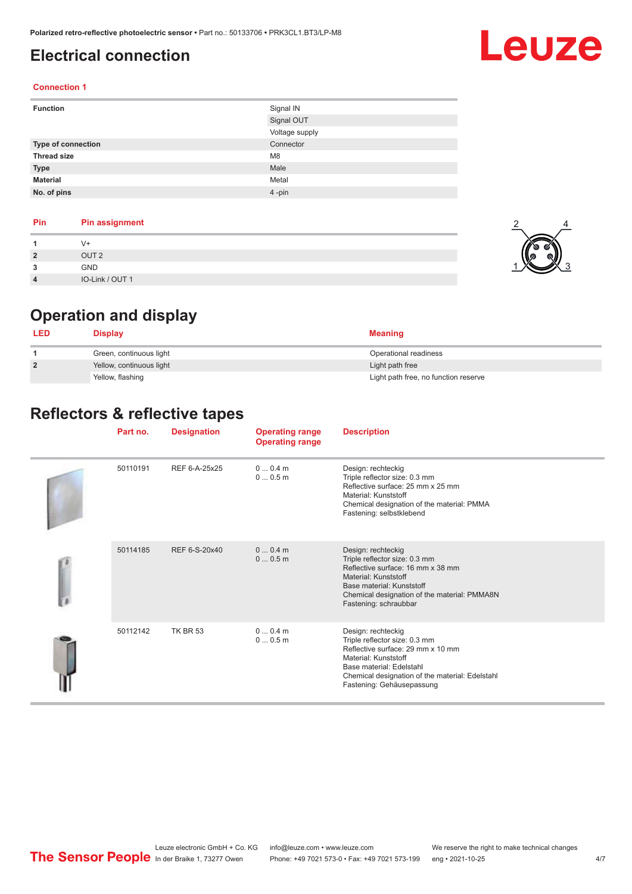# Electrical connection

## Connection 1

| | |
|---|---|
| **Function** | Signal IN |
| | Signal OUT |
| | Voltage supply |
| **Type of connection** | Connector |
| **Thread size** | M8 |
| **Type** | Male |
| **Material** | Metal |
| **No. of pins** | 4 -pin |

| Pin | Pin assignment |
|---|---|
| **1** | V+ |
| **2** | OUT 2 |
| **3** | GND |
| **4** | IO-Link / OUT 1 |

# Operation and display

| LED | Display | Meaning |
|---|---|---|
| **1** | Green, continuous light | Operational readiness |
| **2** | Yellow, continuous light | Light path free |
| | Yellow, flashing | Light path free, no function reserve |

# Reflectors & reflective tapes

| | Part no. | Designation | Operating range Operating range | Description |
|---|---|---|---|---|
| | 50110191 | REF 6-A-25x25 | 0 ... 0.4 m<br>0 ... 0.5 m | Design: rechteckig<br>Triple reflector size: 0.3 mm<br>Reflective surface: 25 mm x 25 mm<br>Material: Kunststoff<br>Chemical designation of the material: PMMA<br>Fastening: selbstklebend |
| | 50114185 | REF 6-S-20x40 | 0 ... 0.4 m<br>0 ... 0.5 m | Design: rechteckig<br>Triple reflector size: 0.3 mm<br>Reflective surface: 16 mm x 38 mm<br>Material: Kunststoff<br>Base material: Kunststoff<br>Chemical designation of the material: PMMA8N<br>Fastening: schraubbar |
| | 50112142 | TK BR 53 | 0 ... 0.4 m<br>0 ... 0.5 m | Design: rechteckig<br>Triple reflector size: 0.3 mm<br>Reflective surface: 29 mm x 10 mm<br>Material: Kunststoff<br>Base material: Edelstahl<br>Chemical designation of the material: Edelstahl<br>Fastening: Gehäusepassung |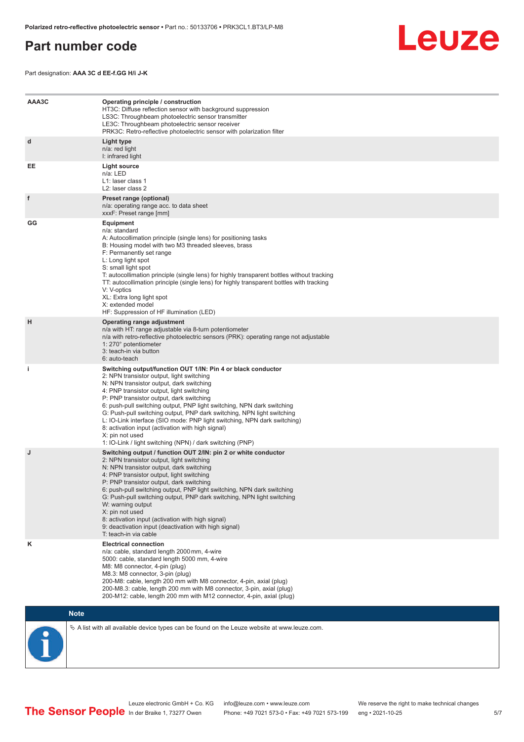# Part number code

Part designation: **AAA 3C d EE-f.GG H/i J-K**

| | |
|---|---|
| AAA3C | **Operating principle / construction**<br>HT3C: Diffuse reflection sensor with background suppression<br>LS3C: Throughbeam photoelectric sensor transmitter<br>LE3C: Throughbeam photoelectric sensor receiver<br>PRK3C: Retro-reflective photoelectric sensor with polarization filter |
| d | **Light type**<br>n/a: red light<br>I: infrared light |
| EE | **Light source**<br>n/a: LED<br>L1: laser class 1<br>L2: laser class 2 |
| f | **Preset range (optional)**<br>n/a: operating range acc. to data sheet<br>xxxF: Preset range [mm] |
| GG | **Equipment**<br>n/a: standard<br>A: Autocollimation principle (single lens) for positioning tasks<br>B: Housing model with two M3 threaded sleeves, brass<br>F: Permanently set range<br>L: Long light spot<br>S: small light spot<br>T: autocollimation principle (single lens) for highly transparent bottles without tracking<br>TT: autocollimation principle (single lens) for highly transparent bottles with tracking<br>V: V-optics<br>XL: Extra long light spot<br>X: extended model<br>HF: Suppression of HF illumination (LED) |
| H | **Operating range adjustment**<br>n/a with HT: range adjustable via 8-turn potentiometer<br>n/a with retro-reflective photoelectric sensors (PRK): operating range not adjustable<br>1: 270° potentiometer<br>3: teach-in via button<br>6: auto-teach |
| i | **Switching output/function OUT 1/IN: Pin 4 or black conductor**<br>2: NPN transistor output, light switching<br>N: NPN transistor output, dark switching<br>4: PNP transistor output, light switching<br>P: PNP transistor output, dark switching<br>6: push-pull switching output, PNP light switching, NPN dark switching<br>G: Push-pull switching output, PNP dark switching, NPN light switching<br>L: IO-Link interface (SIO mode: PNP light switching, NPN dark switching)<br>8: activation input (activation with high signal)<br>X: pin not used<br>1: IO-Link / light switching (NPN) / dark switching (PNP) |
| J | **Switching output / function OUT 2/IN: pin 2 or white conductor**<br>2: NPN transistor output, light switching<br>N: NPN transistor output, dark switching<br>4: PNP transistor output, light switching<br>P: PNP transistor output, dark switching<br>6: push-pull switching output, PNP light switching, NPN dark switching<br>G: Push-pull switching output, PNP dark switching, NPN light switching<br>W: warning output<br>X: pin not used<br>8: activation input (activation with high signal)<br>9: deactivation input (deactivation with high signal)<br>T: teach-in via cable |
| K | **Electrical connection**<br>n/a: cable, standard length 2000 mm, 4-wire<br>5000: cable, standard length 5000 mm, 4-wire<br>M8: M8 connector, 4-pin (plug)<br>M8.3: M8 connector, 3-pin (plug)<br>200-M8: cable, length 200 mm with M8 connector, 4-pin, axial (plug)<br>200-M8.3: cable, length 200 mm with M8 connector, 3-pin, axial (plug)<br>200-M12: cable, length 200 mm with M12 connector, 4-pin, axial (plug) |

**Note**

A list with all available device types can be found on the Leuze website at www.leuze.com.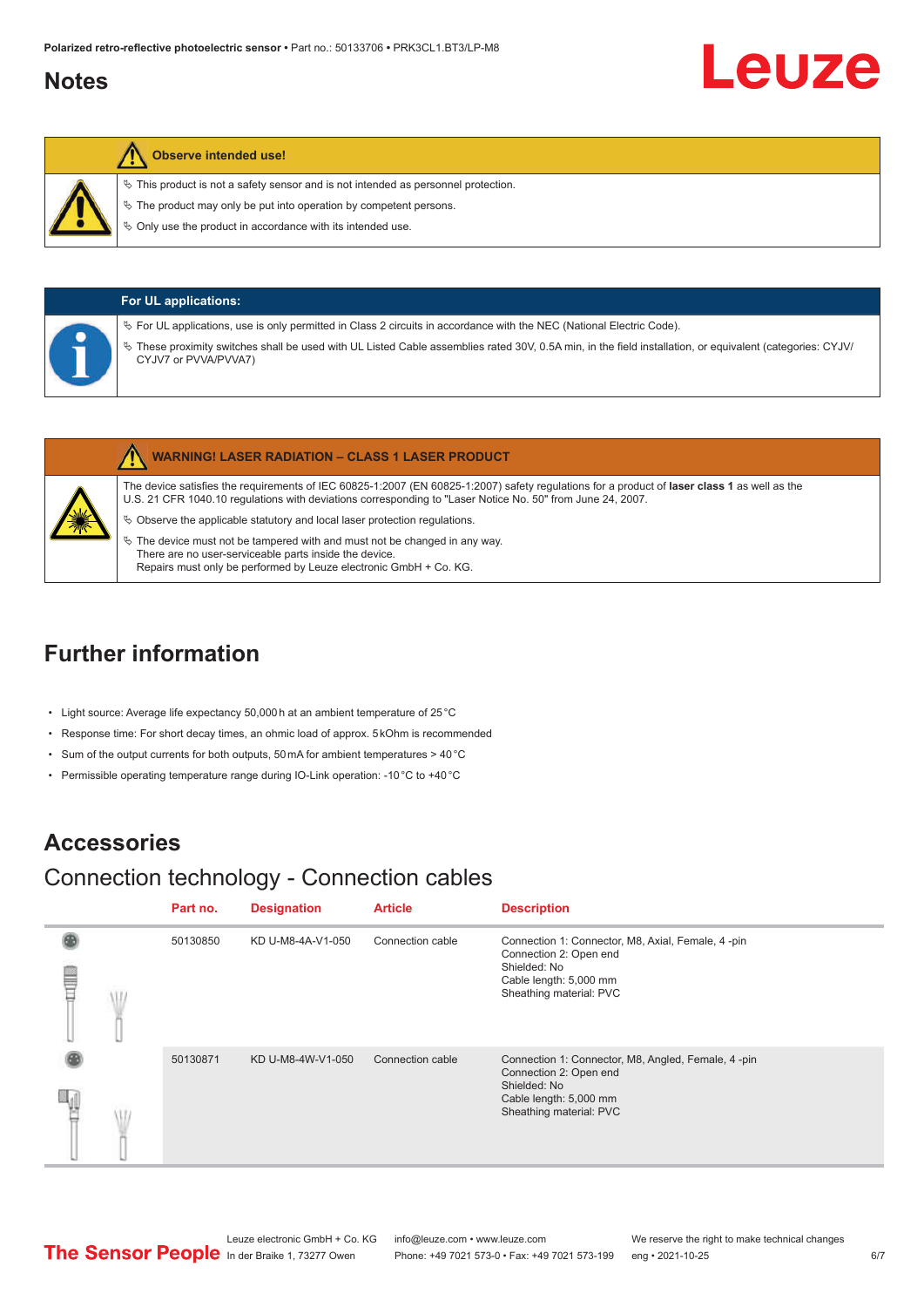# Notes

**Observe intended use!**

- This product is not a safety sensor and is not intended as personnel protection.
- The product may only be put into operation by competent persons.
- Only use the product in accordance with its intended use.

**For UL applications:**

- For UL applications, use is only permitted in Class 2 circuits in accordance with the NEC (National Electric Code).
- These proximity switches shall be used with UL Listed Cable assemblies rated 30V, 0.5A min, in the field installation, or equivalent (categories: CYJV/CYJV7 or PVVA/PVVA7)

**WARNING! LASER RADIATION – CLASS 1 LASER PRODUCT**

The device satisfies the requirements of IEC 60825-1:2007 (EN 60825-1:2007) safety regulations for a product of **laser class 1** as well as the U.S. 21 CFR 1040.10 regulations with deviations corresponding to "Laser Notice No. 50" from June 24, 2007.

- Observe the applicable statutory and local laser protection regulations.
- The device must not be tampered with and must not be changed in any way.
  There are no user-serviceable parts inside the device.
  Repairs must only be performed by Leuze electronic GmbH + Co. KG.

# Further information

- Light source: Average life expectancy 50,000 h at an ambient temperature of 25 °C
- Response time: For short decay times, an ohmic load of approx. 5 kOhm is recommended
- Sum of the output currents for both outputs, 50 mA for ambient temperatures > 40 °C
- Permissible operating temperature range during IO-Link operation: -10 °C to +40 °C

# Accessories

## Connection technology - Connection cables

| Part no. | Designation | Article | Description |
|---|---|---|---|
| 50130850 | KD U-M8-4A-V1-050 | Connection cable | Connection 1: Connector, M8, Axial, Female, 4 -pin<br>Connection 2: Open end<br>Shielded: No<br>Cable length: 5,000 mm<br>Sheathing material: PVC |
| 50130871 | KD U-M8-4W-V1-050 | Connection cable | Connection 1: Connector, M8, Angled, Female, 4 -pin<br>Connection 2: Open end<br>Shielded: No<br>Cable length: 5,000 mm<br>Sheathing material: PVC |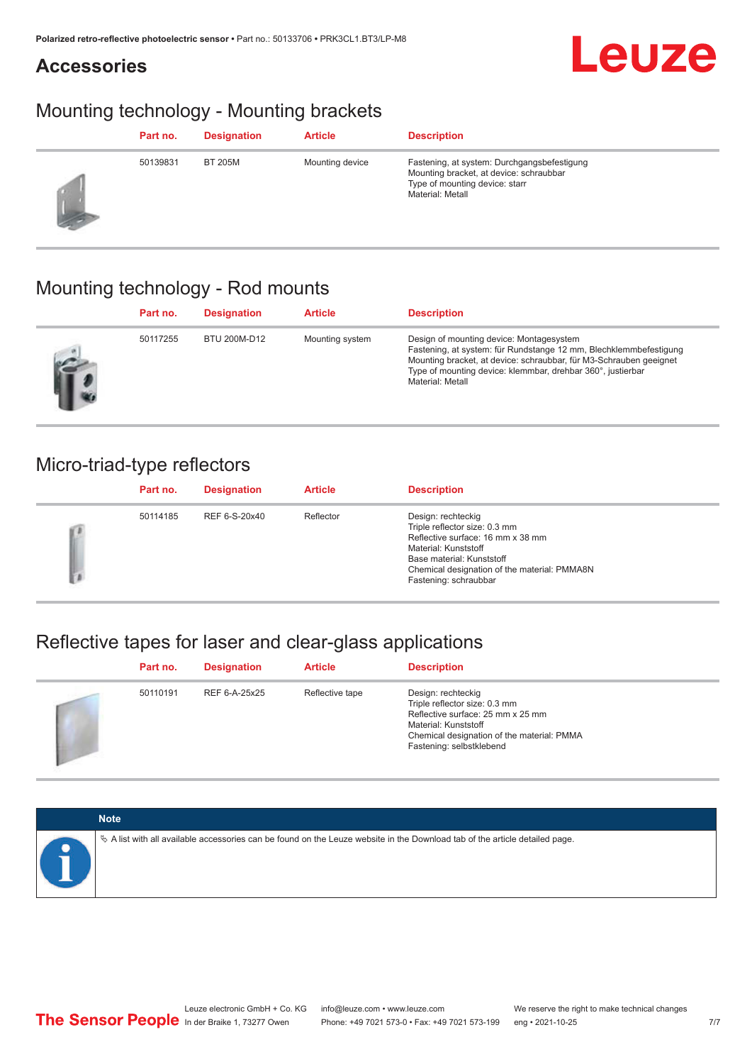# Accessories

## Mounting technology - Mounting brackets

| | Part no. | Designation | Article | Description |
|---|---|---|---|---|
| | 50139831 | BT 205M | Mounting device | Fastening, at system: Durchgangsbefestigung<br>Mounting bracket, at device: schraubbar<br>Type of mounting device: starr<br>Material: Metall |

## Mounting technology - Rod mounts

| | Part no. | Designation | Article | Description |
|---|---|---|---|---|
| | 50117255 | BTU 200M-D12 | Mounting system | Design of mounting device: Montagesystem<br>Fastening, at system: für Rundstange 12 mm, Blechklemmbefestigung<br>Mounting bracket, at device: schraubbar, für M3-Schrauben geeignet<br>Type of mounting device: klemmbar, drehbar 360°, justierbar<br>Material: Metall |

## Micro-triad-type reflectors

| | Part no. | Designation | Article | Description |
|---|---|---|---|---|
| | 50114185 | REF 6-S-20x40 | Reflector | Design: rechteckig<br>Triple reflector size: 0.3 mm<br>Reflective surface: 16 mm x 38 mm<br>Material: Kunststoff<br>Base material: Kunststoff<br>Chemical designation of the material: PMMA8N<br>Fastening: schraubbar |

## Reflective tapes for laser and clear-glass applications

| | Part no. | Designation | Article | Description |
|---|---|---|---|---|
| | 50110191 | REF 6-A-25x25 | Reflective tape | Design: rechteckig<br>Triple reflector size: 0.3 mm<br>Reflective surface: 25 mm x 25 mm<br>Material: Kunststoff<br>Chemical designation of the material: PMMA<br>Fastening: selbstklebend |

**Note**

↳ A list with all available accessories can be found on the Leuze website in the Download tab of the article detailed page.